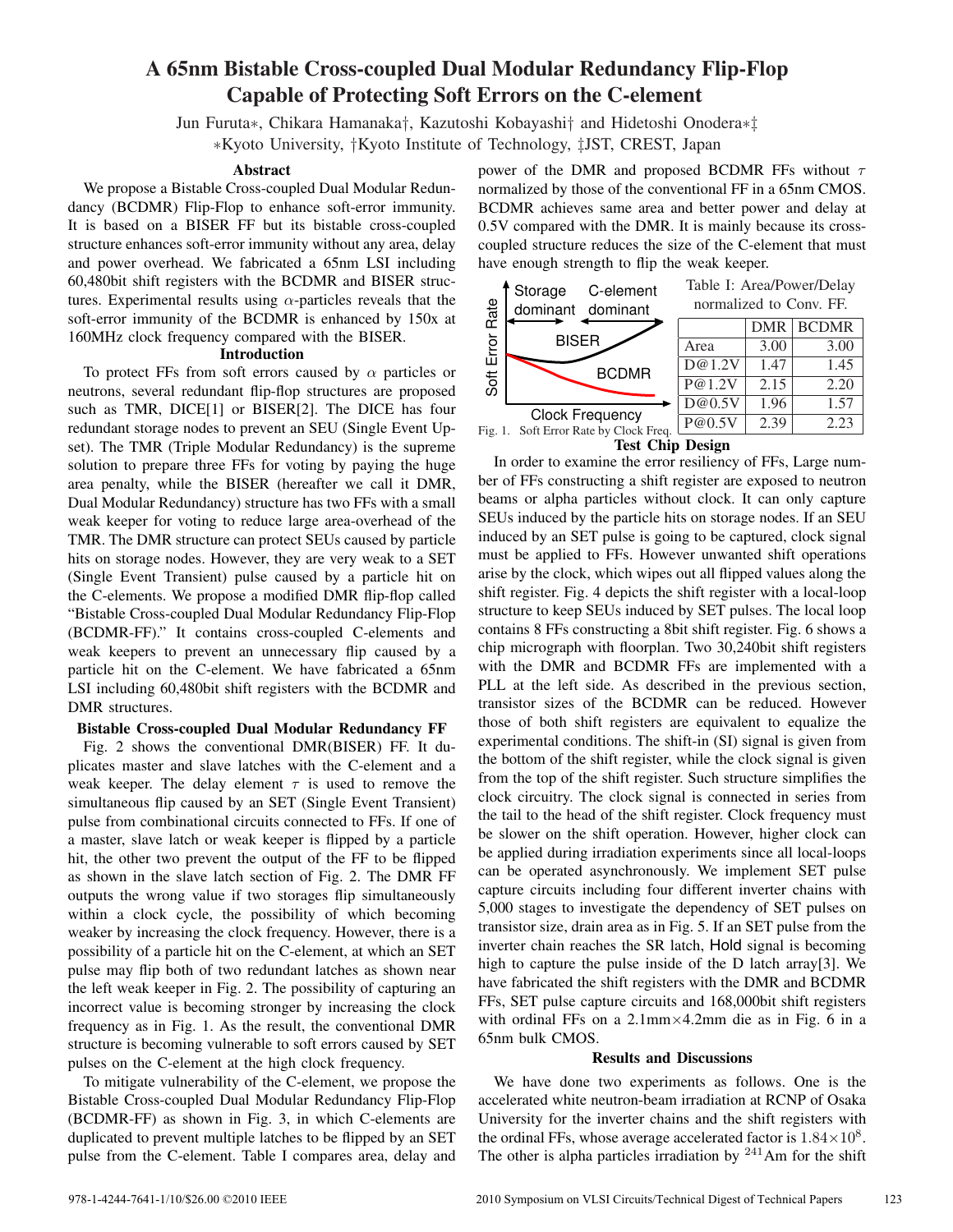# A 65nm Bistable Cross-coupled Dual Modular Redundancy Flip-Flop Capable of Protecting Soft Errors on the C-element

Jun Furuta*, Chikara Hamanaka†, Kazutoshi Kobayashi† and Hidetoshi Onodera*‡

*Kyoto University, †Kyoto Institute of Technology, ‡JST, CREST, Japan

## Abstract

We propose a Bistable Cross-coupled Dual Modular Redundancy (BCDMR) Flip-Flop to enhance soft-error immunity. It is based on a BISER FF but its bistable cross-coupled structure enhances soft-error immunity without any area, delay and power overhead. We fabricated a 65nm LSI including 60,480bit shift registers with the BCDMR and BISER structures. Experimental results using $\alpha$-particles reveals that the soft-error immunity of the BCDMR is enhanced by 150x at 160MHz clock frequency compared with the BISER.

## Introduction

To protect FFs from soft errors caused by $\alpha$ particles or neutrons, several redundant flip-flop structures are proposed such as TMR, DICE[1] or BISER[2]. The DICE has four redundant storage nodes to prevent an SEU (Single Event Upset). The TMR (Triple Modular Redundancy) is the supreme solution to prepare three FFs for voting by paying the huge area penalty, while the BISER (hereafter we call it DMR, Dual Modular Redundancy) structure has two FFs with a small weak keeper for voting to reduce large area-overhead of the TMR. The DMR structure can protect SEUs caused by particle hits on storage nodes. However, they are very weak to a SET (Single Event Transient) pulse caused by a particle hit on the C-elements. We propose a modified DMR flip-flop called "Bistable Cross-coupled Dual Modular Redundancy Flip-Flop (BCDMR-FF)." It contains cross-coupled C-elements and weak keepers to prevent an unnecessary flip caused by a particle hit on the C-element. We have fabricated a 65nm LSI including 60,480bit shift registers with the BCDMR and DMR structures.

## Bistable Cross-coupled Dual Modular Redundancy FF

Fig. 2 shows the conventional DMR(BISER) FF. It duplicates master and slave latches with the C-element and a weak keeper. The delay element $\tau$ is used to remove the simultaneous flip caused by an SET (Single Event Transient) pulse from combinational circuits connected to FFs. If one of a master, slave latch or weak keeper is flipped by a particle hit, the other two prevent the output of the FF to be flipped as shown in the slave latch section of Fig. 2. The DMR FF outputs the wrong value if two storages flip simultaneously within a clock cycle, the possibility of which becoming weaker by increasing the clock frequency. However, there is a possibility of a particle hit on the C-element, at which an SET pulse may flip both of two redundant latches as shown near the left weak keeper in Fig. 2. The possibility of capturing an incorrect value is becoming stronger by increasing the clock frequency as in Fig. 1. As the result, the conventional DMR structure is becoming vulnerable to soft errors caused by SET pulses on the C-element at the high clock frequency.

To mitigate vulnerability of the C-element, we propose the Bistable Cross-coupled Dual Modular Redundancy Flip-Flop (BCDMR-FF) as shown in Fig. 3, in which C-elements are duplicated to prevent multiple latches to be flipped by an SET pulse from the C-element. Table I compares area, delay and power of the DMR and proposed BCDMR FFs without $\tau$ normalized by those of the conventional FF in a 65nm CMOS. BCDMR achieves same area and better power and delay at 0.5V compared with the DMR. It is mainly because its cross-coupled structure reduces the size of the C-element that must have enough strength to flip the weak keeper.

Fig. 1. Soft Error Rate by Clock Freq.

Table I: Area/Power/Delay normalized to Conv. FF.

| | DMR | BCDMR |
|---|---|---|
| Area | 3.00 | 3.00 |
| D@1.2V | 1.47 | 1.45 |
| P@1.2V | 2.15 | 2.20 |
| D@0.5V | 1.96 | 1.57 |
| P@0.5V | 2.39 | 2.23 |

## Test Chip Design

In order to examine the error resiliency of FFs, Large number of FFs constructing a shift register are exposed to neutron beams or alpha particles without clock. It can only capture SEUs induced by the particle hits on storage nodes. If an SEU induced by an SET pulse is going to be captured, clock signal must be applied to FFs. However unwanted shift operations arise by the clock, which wipes out all flipped values along the shift register. Fig. 4 depicts the shift register with a local-loop structure to keep SEUs induced by SET pulses. The local loop contains 8 FFs constructing a 8bit shift register. Fig. 6 shows a chip micrograph with floorplan. Two 30,240bit shift registers with the DMR and BCDMR FFs are implemented with a PLL at the left side. As described in the previous section, transistor sizes of the BCDMR can be reduced. However those of both shift registers are equivalent to equalize the experimental conditions. The shift-in (SI) signal is given from the bottom of the shift register, while the clock signal is given from the top of the shift register. Such structure simplifies the clock circuitry. The clock signal is connected in series from the tail to the head of the shift register. Clock frequency must be slower on the shift operation. However, higher clock can be applied during irradiation experiments since all local-loops can be operated asynchronously. We implement SET pulse capture circuits including four different inverter chains with 5,000 stages to investigate the dependency of SET pulses on transistor size, drain area as in Fig. 5. If an SET pulse from the inverter chain reaches the SR latch, Hold signal is becoming high to capture the pulse inside of the D latch array[3]. We have fabricated the shift registers with the DMR and BCDMR FFs, SET pulse capture circuits and 168,000bit shift registers with ordinal FFs on a 2.1mm×4.2mm die as in Fig. 6 in a 65nm bulk CMOS.

## Results and Discussions

We have done two experiments as follows. One is the accelerated white neutron-beam irradiation at RCNP of Osaka University for the inverter chains and the shift registers with the ordinal FFs, whose average accelerated factor is $1.84\times10^8$. The other is alpha particles irradiation by $^{241}$Am for the shift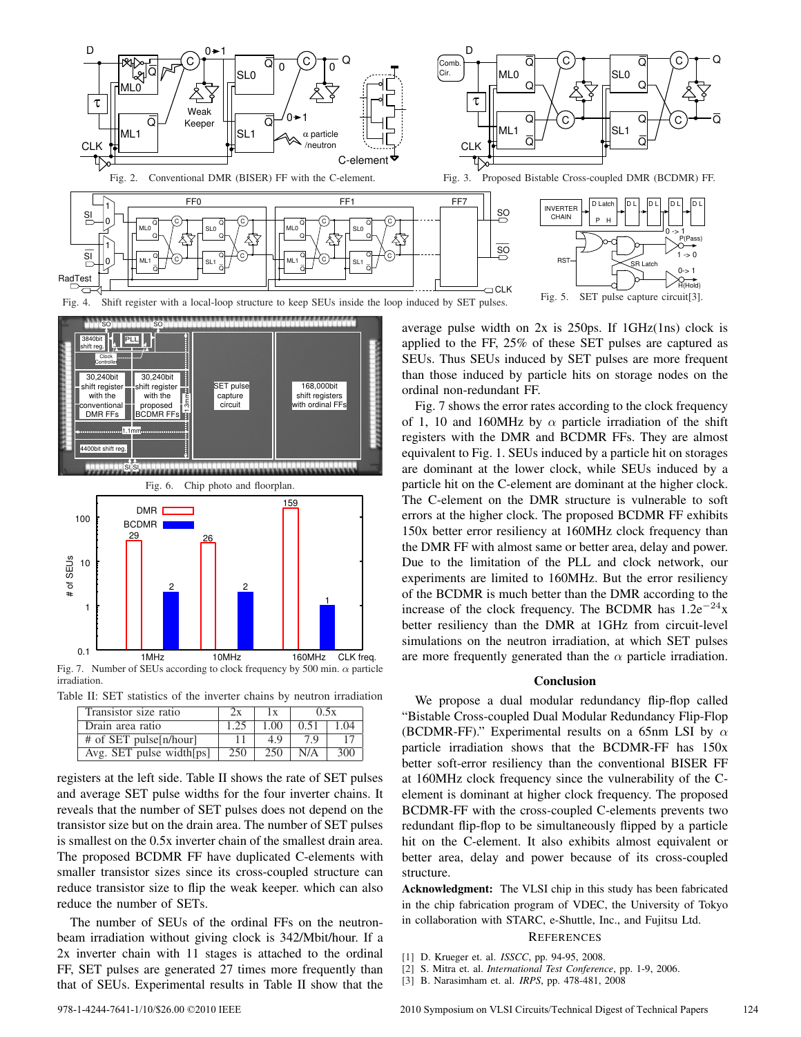Fig. 2. Conventional DMR (BISER) FF with the C-element.

Fig. 3. Proposed Bistable Cross-coupled DMR (BCDMR) FF.

Fig. 4. Shift register with a local-loop structure to keep SEUs inside the loop induced by SET pulses.

Fig. 5. SET pulse capture circuit[3].

Fig. 6. Chip photo and floorplan.

DMR
BCDMR
# of SEUs
100
10
1
0.1
29
2
26
2
159
1
1MHz
10MHz
160MHz
CLK freq.

Fig. 7. Number of SEUs according to clock frequency by 500 min. $\alpha$ particle irradiation.

Table II: SET statistics of the inverter chains by neutron irradiation

| Transistor size ratio | 2x | 1x | 0.5x | |
|---|---|---|---|---|
| Drain area ratio | 1.25 | 1.00 | 0.51 | 1.04 |
| # of SET pulse[n/hour] | 11 | 4.9 | 7.9 | 17 |
| Avg. SET pulse width[ps] | 250 | 250 | N/A | 300 |

registers at the left side. Table II shows the rate of SET pulses and average SET pulse widths for the four inverter chains. It reveals that the number of SET pulses does not depend on the transistor size but on the drain area. The number of SET pulses is smallest on the 0.5x inverter chain of the smallest drain area. The proposed BCDMR FF have duplicated C-elements with smaller transistor sizes since its cross-coupled structure can reduce transistor size to flip the weak keeper. which can also reduce the number of SETs.

The number of SEUs of the ordinal FFs on the neutron-beam irradiation without giving clock is 342/Mbit/hour. If a 2x inverter chain with 11 stages is attached to the ordinal FF, SET pulses are generated 27 times more frequently than that of SEUs. Experimental results in Table II show that the average pulse width on 2x is 250ps. If 1GHz(1ns) clock is applied to the FF, 25% of these SET pulses are captured as SEUs. Thus SEUs induced by SET pulses are more frequent than those induced by particle hits on storage nodes on the ordinal non-redundant FF.

Fig. 7 shows the error rates according to the clock frequency of 1, 10 and 160MHz by $\alpha$ particle irradiation of the shift registers with the DMR and BCDMR FFs. They are almost equivalent to Fig. 1. SEUs induced by a particle hit on storages are dominant at the lower clock, while SEUs induced by a particle hit on the C-element are dominant at the higher clock. The C-element on the DMR structure is vulnerable to soft errors at the higher clock. The proposed BCDMR FF exhibits 150x better error resiliency at 160MHz clock frequency than the DMR FF with almost same or better area, delay and power. Due to the limitation of the PLL and clock network, our experiments are limited to 160MHz. But the error resiliency of the BCDMR is much better than the DMR according to the increase of the clock frequency. The BCDMR has $1.2e^{-24}$x better resiliency than the DMR at 1GHz from circuit-level simulations on the neutron irradiation, at which SET pulses are more frequently generated than the $\alpha$ particle irradiation.

## Conclusion

We propose a dual modular redundancy flip-flop called "Bistable Cross-coupled Dual Modular Redundancy Flip-Flop (BCDMR-FF)." Experimental results on a 65nm LSI by $\alpha$ particle irradiation shows that the BCDMR-FF has 150x better soft-error resiliency than the conventional BISER FF at 160MHz clock frequency since the vulnerability of the C-element is dominant at higher clock frequency. The proposed BCDMR-FF with the cross-coupled C-elements prevents two redundant flip-flop to be simultaneously flipped by a particle hit on the C-element. It also exhibits almost equivalent or better area, delay and power because of its cross-coupled structure.

**Acknowledgment:** The VLSI chip in this study has been fabricated in the chip fabrication program of VDEC, the University of Tokyo in collaboration with STARC, e-Shuttle, Inc., and Fujitsu Ltd.

## References

[1] D. Krueger et. al. *ISSCC*, pp. 94-95, 2008.
[2] S. Mitra et. al. *International Test Conference*, pp. 1-9, 2006.
[3] B. Narasimham et. al. *IRPS*, pp. 478-481, 2008